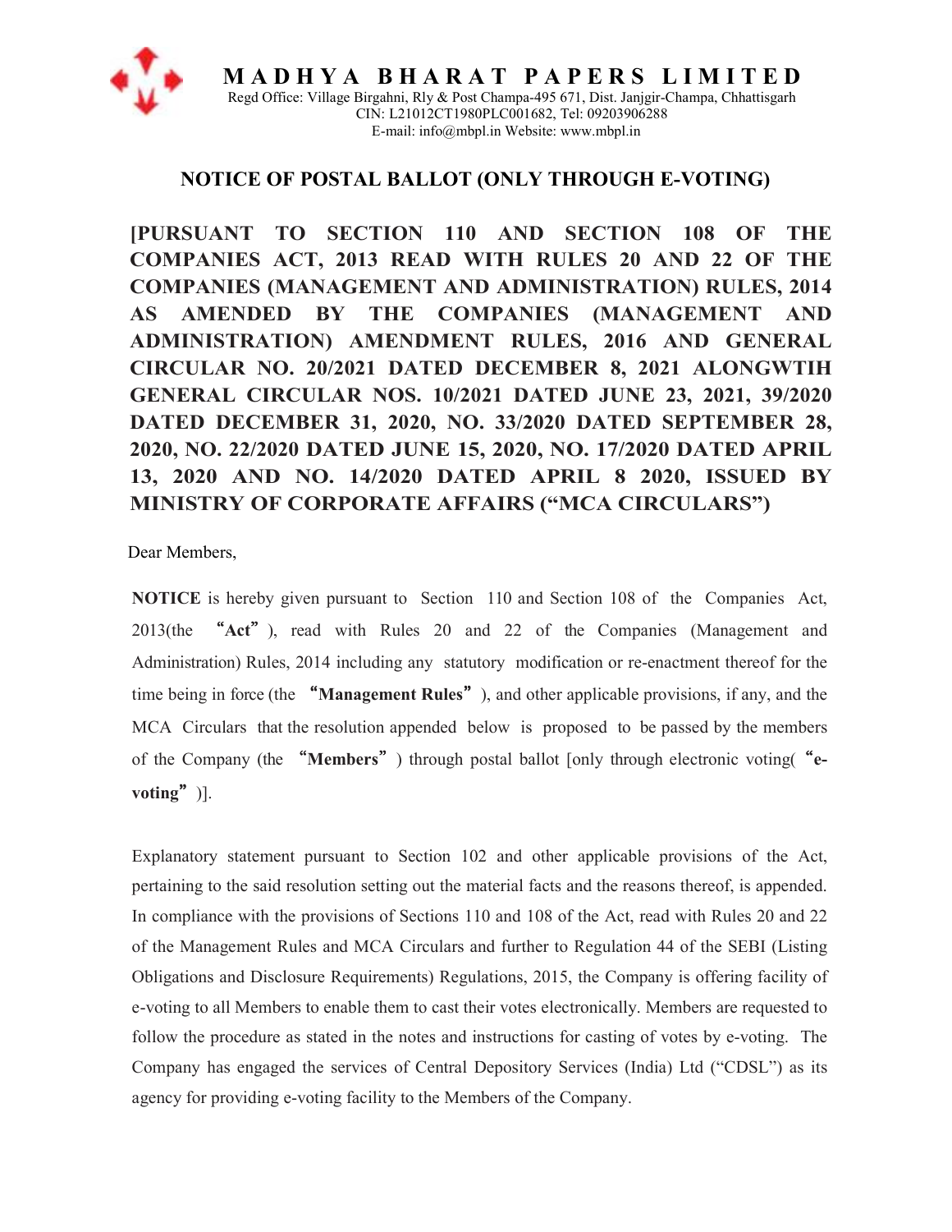# MADHYA BHARAT PAPERS LIMITED

Regd Office: Village Birgahni, Rly & Post Champa-495 671, Dist. Janjgir-Champa, Chhattisgarh
CIN: L21012CT1980PLC001682, Tel: 09203906288
E-mail: info@mbpl.in Website: www.mbpl.in

## NOTICE OF POSTAL BALLOT (ONLY THROUGH E-VOTING)

**[PURSUANT TO SECTION 110 AND SECTION 108 OF THE COMPANIES ACT, 2013 READ WITH RULES 20 AND 22 OF THE COMPANIES (MANAGEMENT AND ADMINISTRATION) RULES, 2014 AS AMENDED BY THE COMPANIES (MANAGEMENT AND ADMINISTRATION) AMENDMENT RULES, 2016 AND GENERAL CIRCULAR NO. 20/2021 DATED DECEMBER 8, 2021 ALONGWTIH GENERAL CIRCULAR NOS. 10/2021 DATED JUNE 23, 2021, 39/2020 DATED DECEMBER 31, 2020, NO. 33/2020 DATED SEPTEMBER 28, 2020, NO. 22/2020 DATED JUNE 15, 2020, NO. 17/2020 DATED APRIL 13, 2020 AND NO. 14/2020 DATED APRIL 8 2020, ISSUED BY MINISTRY OF CORPORATE AFFAIRS ("MCA CIRCULARS")**

Dear Members,

**NOTICE** is hereby given pursuant to Section 110 and Section 108 of the Companies Act, 2013(the "**Act**"), read with Rules 20 and 22 of the Companies (Management and Administration) Rules, 2014 including any statutory modification or re-enactment thereof for the time being in force (the "**Management Rules**"), and other applicable provisions, if any, and the MCA Circulars that the resolution appended below is proposed to be passed by the members of the Company (the "**Members**") through postal ballot [only through electronic voting( "**e-voting**")].

Explanatory statement pursuant to Section 102 and other applicable provisions of the Act, pertaining to the said resolution setting out the material facts and the reasons thereof, is appended. In compliance with the provisions of Sections 110 and 108 of the Act, read with Rules 20 and 22 of the Management Rules and MCA Circulars and further to Regulation 44 of the SEBI (Listing Obligations and Disclosure Requirements) Regulations, 2015, the Company is offering facility of e-voting to all Members to enable them to cast their votes electronically. Members are requested to follow the procedure as stated in the notes and instructions for casting of votes by e-voting. The Company has engaged the services of Central Depository Services (India) Ltd ("CDSL") as its agency for providing e-voting facility to the Members of the Company.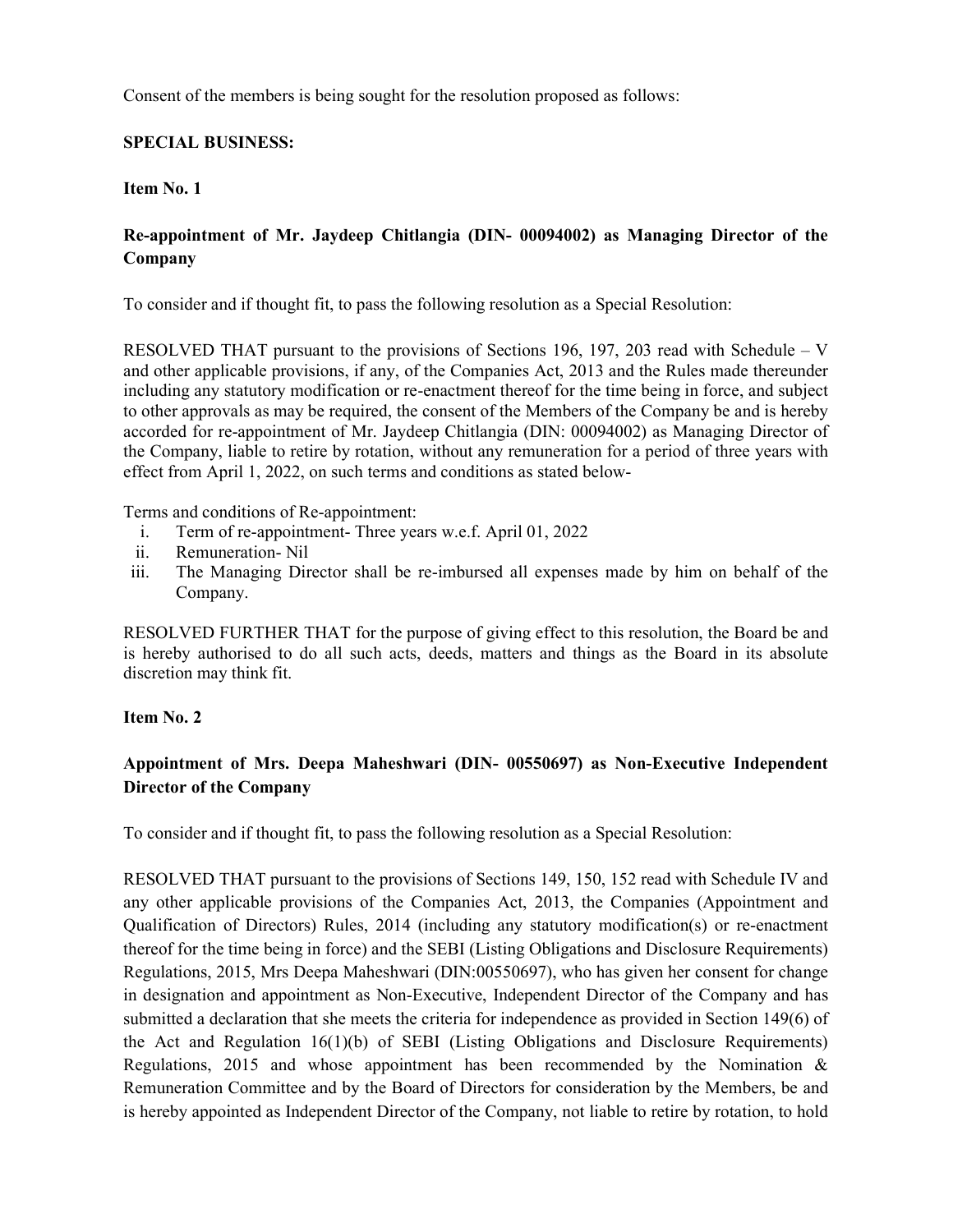Consent of the members is being sought for the resolution proposed as follows:

**SPECIAL BUSINESS:**

**Item No. 1**

**Re-appointment of Mr. Jaydeep Chitlangia (DIN- 00094002) as Managing Director of the Company**

To consider and if thought fit, to pass the following resolution as a Special Resolution:

RESOLVED THAT pursuant to the provisions of Sections 196, 197, 203 read with Schedule – V and other applicable provisions, if any, of the Companies Act, 2013 and the Rules made thereunder including any statutory modification or re-enactment thereof for the time being in force, and subject to other approvals as may be required, the consent of the Members of the Company be and is hereby accorded for re-appointment of Mr. Jaydeep Chitlangia (DIN: 00094002) as Managing Director of the Company, liable to retire by rotation, without any remuneration for a period of three years with effect from April 1, 2022, on such terms and conditions as stated below-

Terms and conditions of Re-appointment:

i. Term of re-appointment- Three years w.e.f. April 01, 2022
ii. Remuneration- Nil
iii. The Managing Director shall be re-imbursed all expenses made by him on behalf of the Company.

RESOLVED FURTHER THAT for the purpose of giving effect to this resolution, the Board be and is hereby authorised to do all such acts, deeds, matters and things as the Board in its absolute discretion may think fit.

**Item No. 2**

**Appointment of Mrs. Deepa Maheshwari (DIN- 00550697) as Non-Executive Independent Director of the Company**

To consider and if thought fit, to pass the following resolution as a Special Resolution:

RESOLVED THAT pursuant to the provisions of Sections 149, 150, 152 read with Schedule IV and any other applicable provisions of the Companies Act, 2013, the Companies (Appointment and Qualification of Directors) Rules, 2014 (including any statutory modification(s) or re-enactment thereof for the time being in force) and the SEBI (Listing Obligations and Disclosure Requirements) Regulations, 2015, Mrs Deepa Maheshwari (DIN:00550697), who has given her consent for change in designation and appointment as Non-Executive, Independent Director of the Company and has submitted a declaration that she meets the criteria for independence as provided in Section 149(6) of the Act and Regulation 16(1)(b) of SEBI (Listing Obligations and Disclosure Requirements) Regulations, 2015 and whose appointment has been recommended by the Nomination & Remuneration Committee and by the Board of Directors for consideration by the Members, be and is hereby appointed as Independent Director of the Company, not liable to retire by rotation, to hold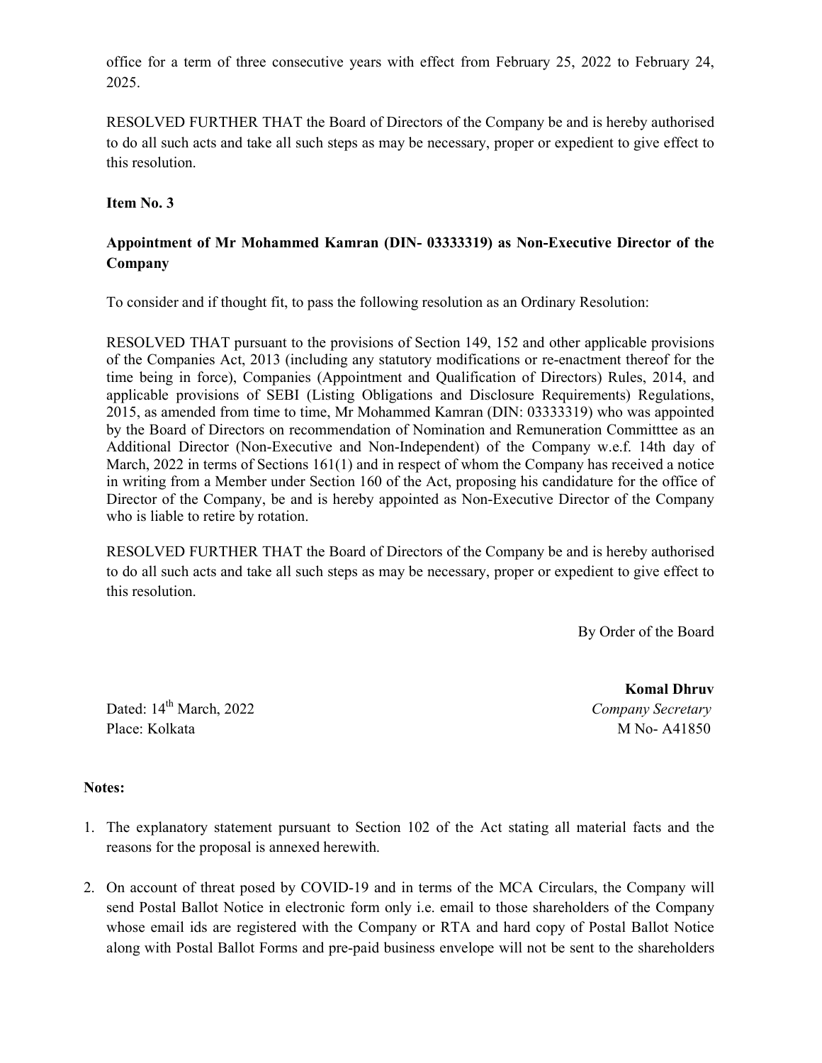office for a term of three consecutive years with effect from February 25, 2022 to February 24, 2025.

RESOLVED FURTHER THAT the Board of Directors of the Company be and is hereby authorised to do all such acts and take all such steps as may be necessary, proper or expedient to give effect to this resolution.

**Item No. 3**

**Appointment of Mr Mohammed Kamran (DIN- 03333319) as Non-Executive Director of the Company**

To consider and if thought fit, to pass the following resolution as an Ordinary Resolution:

RESOLVED THAT pursuant to the provisions of Section 149, 152 and other applicable provisions of the Companies Act, 2013 (including any statutory modifications or re-enactment thereof for the time being in force), Companies (Appointment and Qualification of Directors) Rules, 2014, and applicable provisions of SEBI (Listing Obligations and Disclosure Requirements) Regulations, 2015, as amended from time to time, Mr Mohammed Kamran (DIN: 03333319) who was appointed by the Board of Directors on recommendation of Nomination and Remuneration Committtee as an Additional Director (Non-Executive and Non-Independent) of the Company w.e.f. 14th day of March, 2022 in terms of Sections 161(1) and in respect of whom the Company has received a notice in writing from a Member under Section 160 of the Act, proposing his candidature for the office of Director of the Company, be and is hereby appointed as Non-Executive Director of the Company who is liable to retire by rotation.

RESOLVED FURTHER THAT the Board of Directors of the Company be and is hereby authorised to do all such acts and take all such steps as may be necessary, proper or expedient to give effect to this resolution.

By Order of the Board

**Komal Dhruv**
*Company Secretary*
M No- A41850

Dated: 14th March, 2022
Place: Kolkata

**Notes:**

1. The explanatory statement pursuant to Section 102 of the Act stating all material facts and the reasons for the proposal is annexed herewith.

2. On account of threat posed by COVID-19 and in terms of the MCA Circulars, the Company will send Postal Ballot Notice in electronic form only i.e. email to those shareholders of the Company whose email ids are registered with the Company or RTA and hard copy of Postal Ballot Notice along with Postal Ballot Forms and pre-paid business envelope will not be sent to the shareholders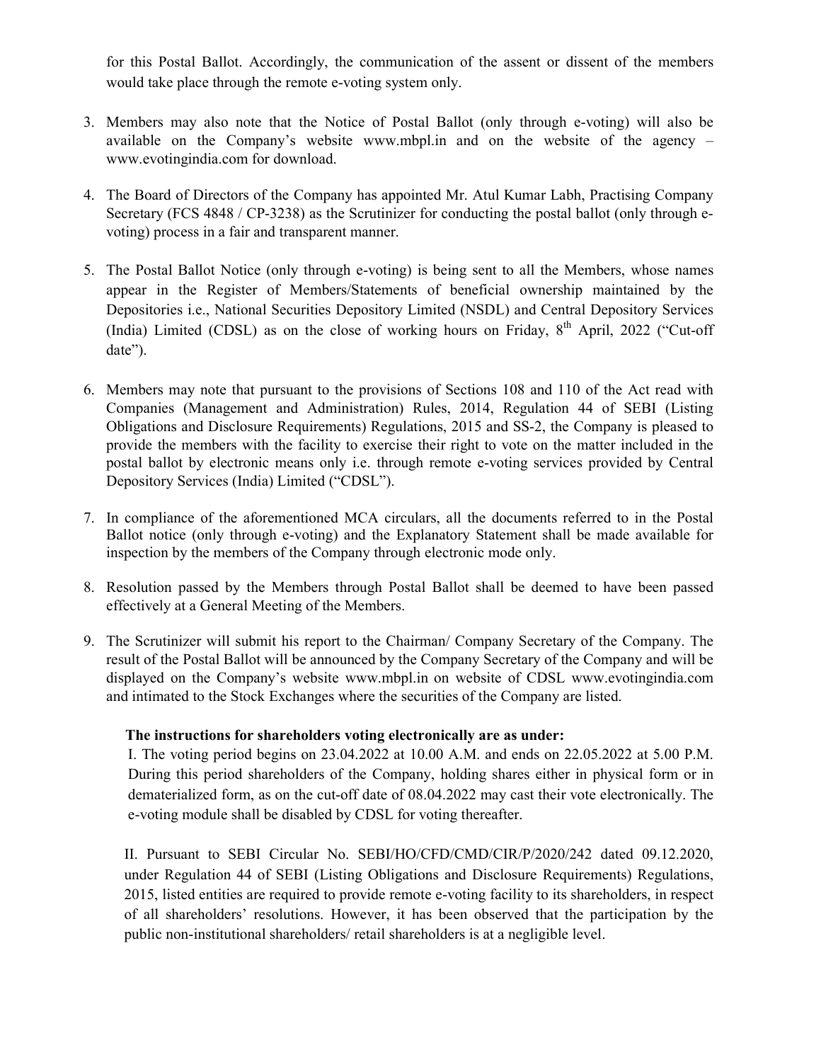for this Postal Ballot. Accordingly, the communication of the assent or dissent of the members would take place through the remote e-voting system only.

3. Members may also note that the Notice of Postal Ballot (only through e-voting) will also be available on the Company's website www.mbpl.in and on the website of the agency – www.evotingindia.com for download.

4. The Board of Directors of the Company has appointed Mr. Atul Kumar Labh, Practising Company Secretary (FCS 4848 / CP-3238) as the Scrutinizer for conducting the postal ballot (only through e-voting) process in a fair and transparent manner.

5. The Postal Ballot Notice (only through e-voting) is being sent to all the Members, whose names appear in the Register of Members/Statements of beneficial ownership maintained by the Depositories i.e., National Securities Depository Limited (NSDL) and Central Depository Services (India) Limited (CDSL) as on the close of working hours on Friday, 8th April, 2022 ("Cut-off date").

6. Members may note that pursuant to the provisions of Sections 108 and 110 of the Act read with Companies (Management and Administration) Rules, 2014, Regulation 44 of SEBI (Listing Obligations and Disclosure Requirements) Regulations, 2015 and SS-2, the Company is pleased to provide the members with the facility to exercise their right to vote on the matter included in the postal ballot by electronic means only i.e. through remote e-voting services provided by Central Depository Services (India) Limited ("CDSL").

7. In compliance of the aforementioned MCA circulars, all the documents referred to in the Postal Ballot notice (only through e-voting) and the Explanatory Statement shall be made available for inspection by the members of the Company through electronic mode only.

8. Resolution passed by the Members through Postal Ballot shall be deemed to have been passed effectively at a General Meeting of the Members.

9. The Scrutinizer will submit his report to the Chairman/ Company Secretary of the Company. The result of the Postal Ballot will be announced by the Company Secretary of the Company and will be displayed on the Company's website www.mbpl.in on website of CDSL www.evotingindia.com and intimated to the Stock Exchanges where the securities of the Company are listed.

**The instructions for shareholders voting electronically are as under:**

I. The voting period begins on 23.04.2022 at 10.00 A.M. and ends on 22.05.2022 at 5.00 P.M. During this period shareholders of the Company, holding shares either in physical form or in dematerialized form, as on the cut-off date of 08.04.2022 may cast their vote electronically. The e-voting module shall be disabled by CDSL for voting thereafter.

II. Pursuant to SEBI Circular No. SEBI/HO/CFD/CMD/CIR/P/2020/242 dated 09.12.2020, under Regulation 44 of SEBI (Listing Obligations and Disclosure Requirements) Regulations, 2015, listed entities are required to provide remote e-voting facility to its shareholders, in respect of all shareholders' resolutions. However, it has been observed that the participation by the public non-institutional shareholders/ retail shareholders is at a negligible level.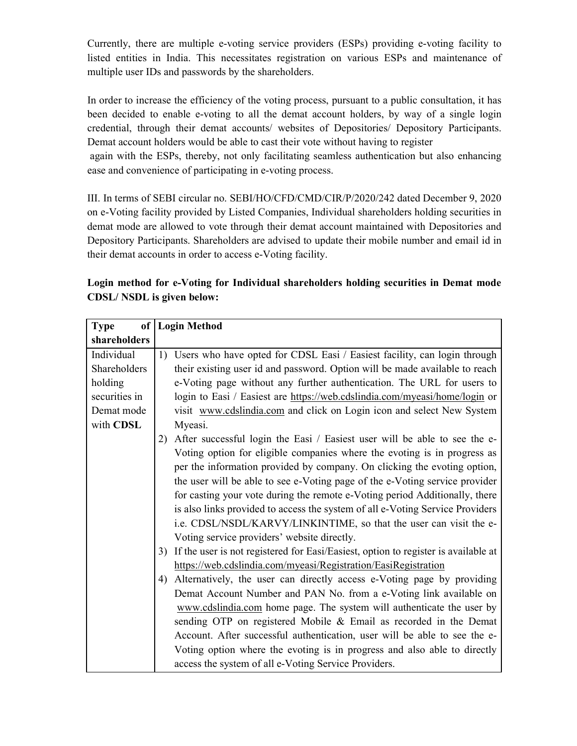Currently, there are multiple e-voting service providers (ESPs) providing e-voting facility to listed entities in India. This necessitates registration on various ESPs and maintenance of multiple user IDs and passwords by the shareholders.

In order to increase the efficiency of the voting process, pursuant to a public consultation, it has been decided to enable e-voting to all the demat account holders, by way of a single login credential, through their demat accounts/ websites of Depositories/ Depository Participants. Demat account holders would be able to cast their vote without having to register again with the ESPs, thereby, not only facilitating seamless authentication but also enhancing ease and convenience of participating in e-voting process.

III. In terms of SEBI circular no. SEBI/HO/CFD/CMD/CIR/P/2020/242 dated December 9, 2020 on e-Voting facility provided by Listed Companies, Individual shareholders holding securities in demat mode are allowed to vote through their demat account maintained with Depositories and Depository Participants. Shareholders are advised to update their mobile number and email id in their demat accounts in order to access e-Voting facility.

**Login method for e-Voting for Individual shareholders holding securities in Demat mode CDSL/ NSDL is given below:**

| **Type of shareholders** | **Login Method** |
|---|---|
| Individual Shareholders holding securities in Demat mode with **CDSL** | 1) Users who have opted for CDSL Easi / Easiest facility, can login through their existing user id and password. Option will be made available to reach e-Voting page without any further authentication. The URL for users to login to Easi / Easiest are https://web.cdslindia.com/myeasi/home/login or visit www.cdslindia.com and click on Login icon and select New System Myeasi.<br>2) After successful login the Easi / Easiest user will be able to see the e-Voting option for eligible companies where the evoting is in progress as per the information provided by company. On clicking the evoting option, the user will be able to see e-Voting page of the e-Voting service provider for casting your vote during the remote e-Voting period Additionally, there is also links provided to access the system of all e-Voting Service Providers i.e. CDSL/NSDL/KARVY/LINKINTIME, so that the user can visit the e-Voting service providers' website directly.<br>3) If the user is not registered for Easi/Easiest, option to register is available at https://web.cdslindia.com/myeasi/Registration/EasiRegistration<br>4) Alternatively, the user can directly access e-Voting page by providing Demat Account Number and PAN No. from a e-Voting link available on www.cdslindia.com home page. The system will authenticate the user by sending OTP on registered Mobile & Email as recorded in the Demat Account. After successful authentication, user will be able to see the e-Voting option where the evoting is in progress and also able to directly access the system of all e-Voting Service Providers. |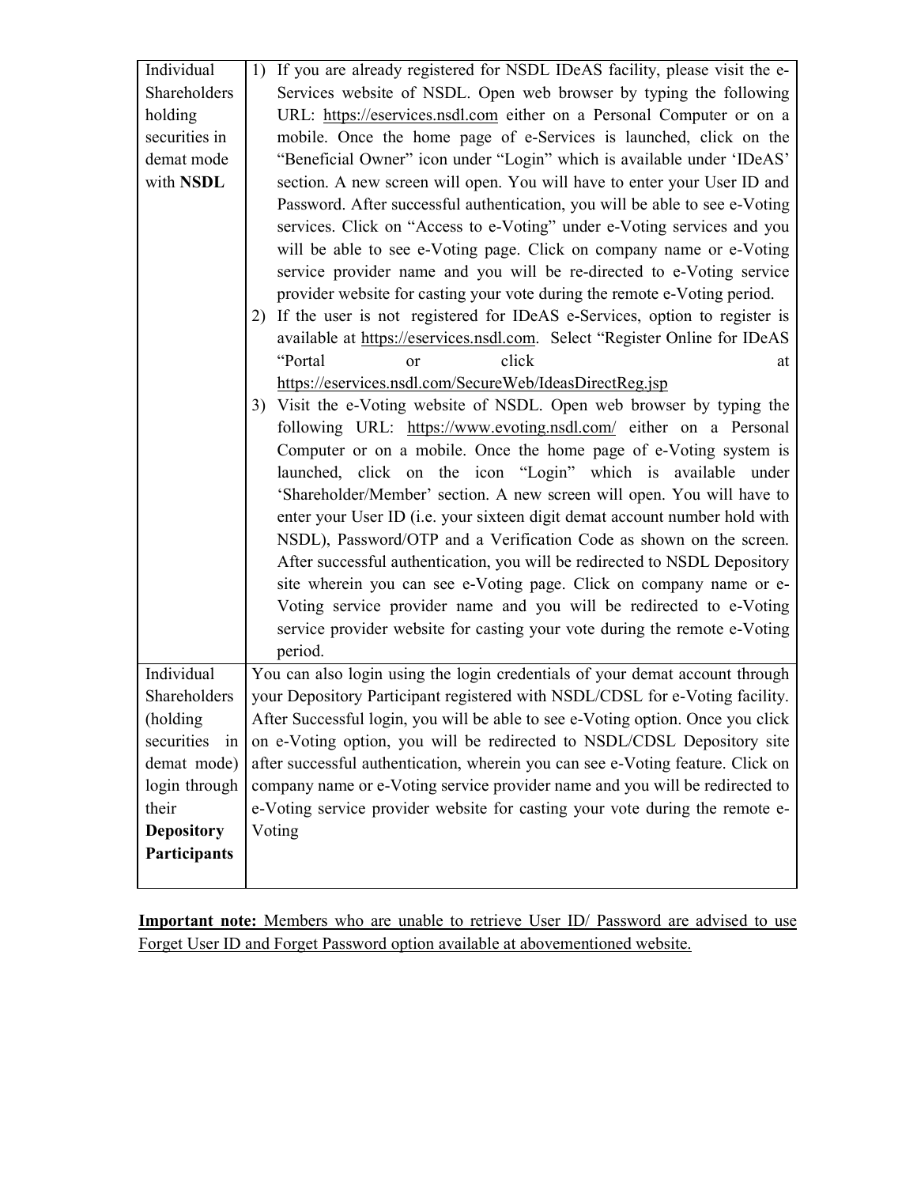| | |
|---|---|
| Individual Shareholders holding securities in demat mode with **NSDL** | 1) If you are already registered for NSDL IDeAS facility, please visit the e-Services website of NSDL. Open web browser by typing the following URL: https://eservices.nsdl.com either on a Personal Computer or on a mobile. Once the home page of e-Services is launched, click on the "Beneficial Owner" icon under "Login" which is available under 'IDeAS' section. A new screen will open. You will have to enter your User ID and Password. After successful authentication, you will be able to see e-Voting services. Click on "Access to e-Voting" under e-Voting services and you will be able to see e-Voting page. Click on company name or e-Voting service provider name and you will be re-directed to e-Voting service provider website for casting your vote during the remote e-Voting period.<br>2) If the user is not registered for IDeAS e-Services, option to register is available at https://eservices.nsdl.com. Select "Register Online for IDeAS "Portal or click at https://eservices.nsdl.com/SecureWeb/IdeasDirectReg.jsp<br>3) Visit the e-Voting website of NSDL. Open web browser by typing the following URL: https://www.evoting.nsdl.com/ either on a Personal Computer or on a mobile. Once the home page of e-Voting system is launched, click on the icon "Login" which is available under 'Shareholder/Member' section. A new screen will open. You will have to enter your User ID (i.e. your sixteen digit demat account number hold with NSDL), Password/OTP and a Verification Code as shown on the screen. After successful authentication, you will be redirected to NSDL Depository site wherein you can see e-Voting page. Click on company name or e-Voting service provider name and you will be redirected to e-Voting service provider website for casting your vote during the remote e-Voting period. |
| Individual Shareholders (holding securities in demat mode) login through their **Depository Participants** | You can also login using the login credentials of your demat account through your Depository Participant registered with NSDL/CDSL for e-Voting facility. After Successful login, you will be able to see e-Voting option. Once you click on e-Voting option, you will be redirected to NSDL/CDSL Depository site after successful authentication, wherein you can see e-Voting feature. Click on company name or e-Voting service provider name and you will be redirected to e-Voting service provider website for casting your vote during the remote e-Voting |

**Important note:** Members who are unable to retrieve User ID/ Password are advised to use Forget User ID and Forget Password option available at abovementioned website.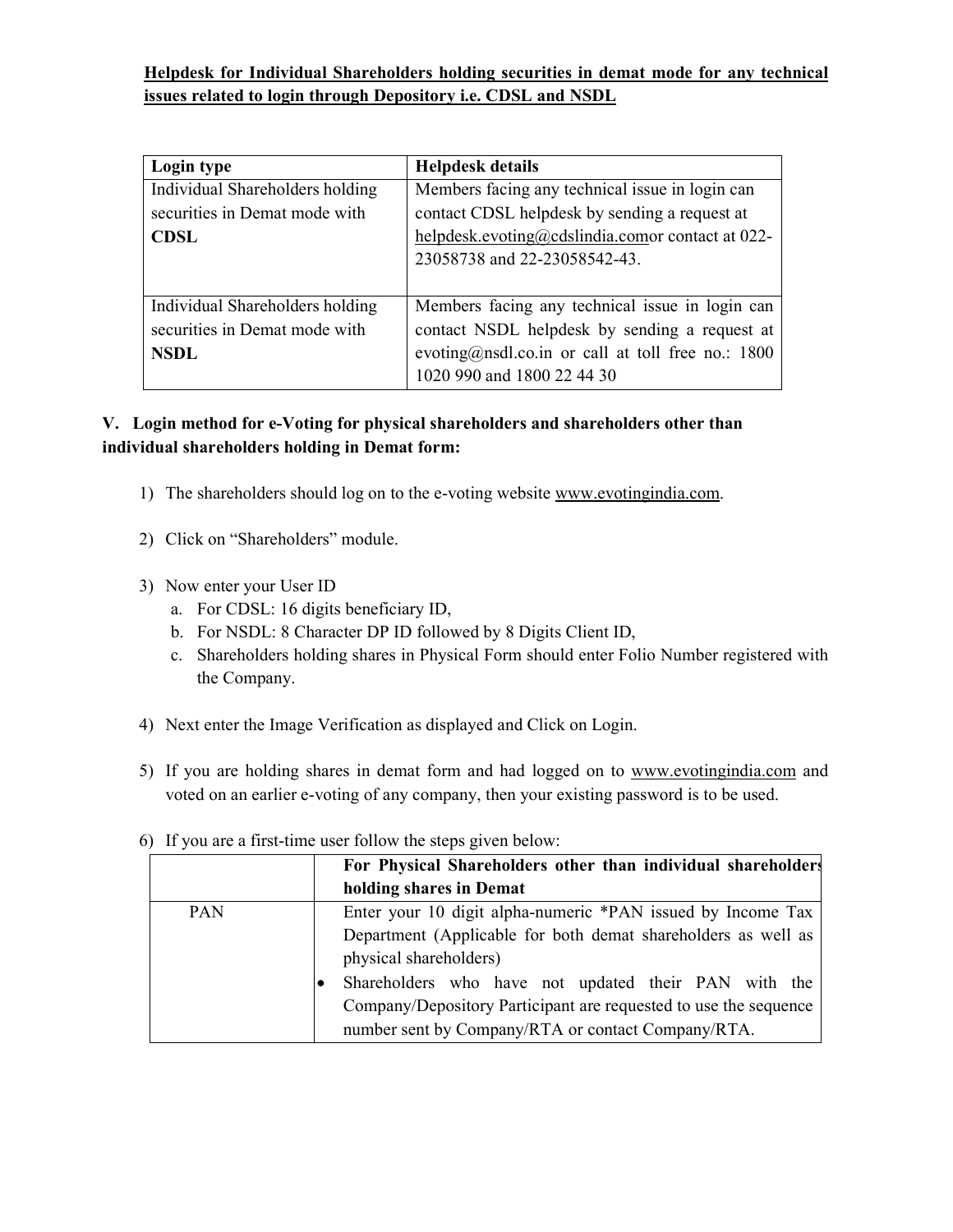**Helpdesk for Individual Shareholders holding securities in demat mode for any technical issues related to login through Depository i.e. CDSL and NSDL**

| Login type | Helpdesk details |
|---|---|
| Individual Shareholders holding securities in Demat mode with **CDSL** | Members facing any technical issue in login can contact CDSL helpdesk by sending a request at helpdesk.evoting@cdslindia.comor contact at 022-23058738 and 22-23058542-43. |
| Individual Shareholders holding securities in Demat mode with **NSDL** | Members facing any technical issue in login can contact NSDL helpdesk by sending a request at evoting@nsdl.co.in or call at toll free no.: 1800 1020 990 and 1800 22 44 30 |

### V. Login method for e-Voting for physical shareholders and shareholders other than individual shareholders holding in Demat form:

1) The shareholders should log on to the e-voting website www.evotingindia.com.

2) Click on "Shareholders" module.

3) Now enter your User ID
   a. For CDSL: 16 digits beneficiary ID,
   b. For NSDL: 8 Character DP ID followed by 8 Digits Client ID,
   c. Shareholders holding shares in Physical Form should enter Folio Number registered with the Company.

4) Next enter the Image Verification as displayed and Click on Login.

5) If you are holding shares in demat form and had logged on to www.evotingindia.com and voted on an earlier e-voting of any company, then your existing password is to be used.

6) If you are a first-time user follow the steps given below:

| | For Physical Shareholders other than individual shareholders holding shares in Demat |
|---|---|
| PAN | Enter your 10 digit alpha-numeric *PAN issued by Income Tax Department (Applicable for both demat shareholders as well as physical shareholders)<br>• Shareholders who have not updated their PAN with the Company/Depository Participant are requested to use the sequence number sent by Company/RTA or contact Company/RTA. |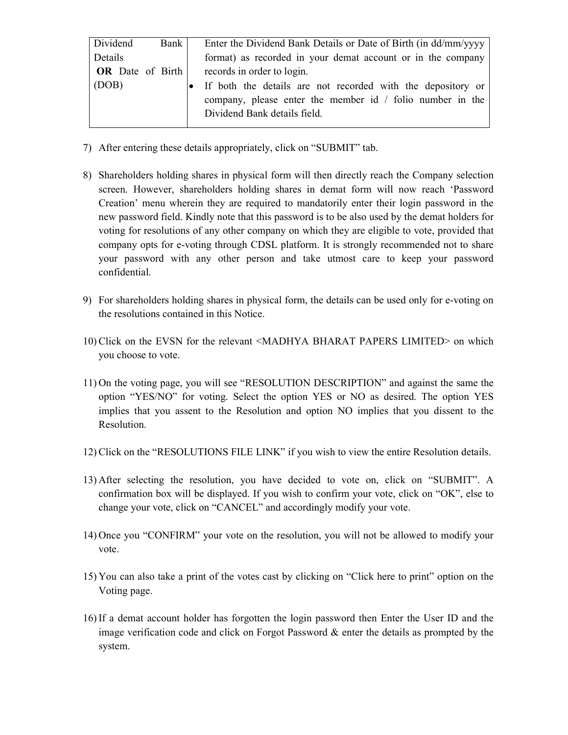| Dividend Bank Details **OR** Date of Birth (DOB) | Enter the Dividend Bank Details or Date of Birth (in dd/mm/yyyy format) as recorded in your demat account or in the company records in order to login.<br>• If both the details are not recorded with the depository or company, please enter the member id / folio number in the Dividend Bank details field. |
|---|---|

7) After entering these details appropriately, click on “SUBMIT” tab.

8) Shareholders holding shares in physical form will then directly reach the Company selection screen. However, shareholders holding shares in demat form will now reach ‘Password Creation’ menu wherein they are required to mandatorily enter their login password in the new password field. Kindly note that this password is to be also used by the demat holders for voting for resolutions of any other company on which they are eligible to vote, provided that company opts for e-voting through CDSL platform. It is strongly recommended not to share your password with any other person and take utmost care to keep your password confidential.

9) For shareholders holding shares in physical form, the details can be used only for e-voting on the resolutions contained in this Notice.

10) Click on the EVSN for the relevant <MADHYA BHARAT PAPERS LIMITED> on which you choose to vote.

11) On the voting page, you will see “RESOLUTION DESCRIPTION” and against the same the option “YES/NO” for voting. Select the option YES or NO as desired. The option YES implies that you assent to the Resolution and option NO implies that you dissent to the Resolution.

12) Click on the “RESOLUTIONS FILE LINK” if you wish to view the entire Resolution details.

13) After selecting the resolution, you have decided to vote on, click on “SUBMIT”. A confirmation box will be displayed. If you wish to confirm your vote, click on “OK”, else to change your vote, click on “CANCEL” and accordingly modify your vote.

14) Once you “CONFIRM” your vote on the resolution, you will not be allowed to modify your vote.

15) You can also take a print of the votes cast by clicking on “Click here to print” option on the Voting page.

16) If a demat account holder has forgotten the login password then Enter the User ID and the image verification code and click on Forgot Password & enter the details as prompted by the system.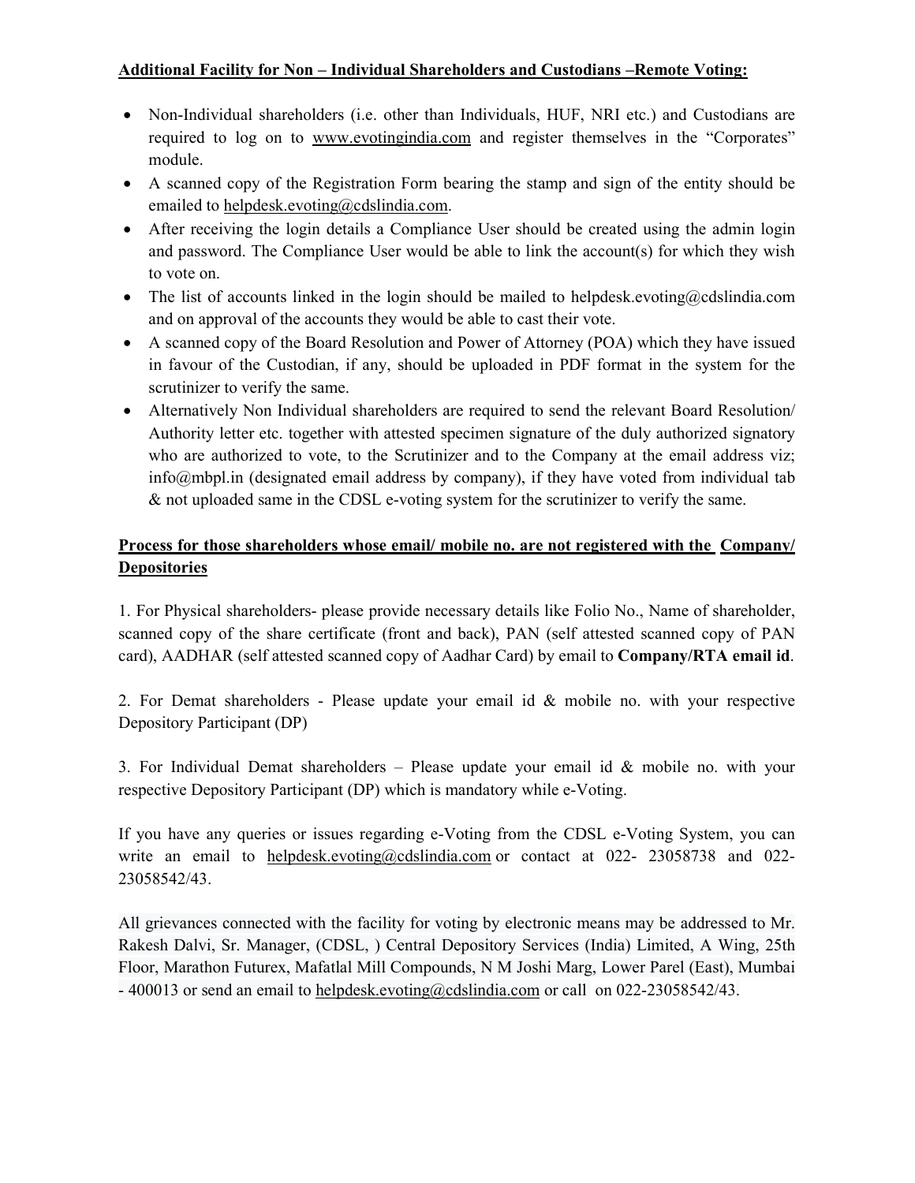**Additional Facility for Non – Individual Shareholders and Custodians –Remote Voting:**

- Non-Individual shareholders (i.e. other than Individuals, HUF, NRI etc.) and Custodians are required to log on to www.evotingindia.com and register themselves in the "Corporates" module.
- A scanned copy of the Registration Form bearing the stamp and sign of the entity should be emailed to helpdesk.evoting@cdslindia.com.
- After receiving the login details a Compliance User should be created using the admin login and password. The Compliance User would be able to link the account(s) for which they wish to vote on.
- The list of accounts linked in the login should be mailed to helpdesk.evoting@cdslindia.com and on approval of the accounts they would be able to cast their vote.
- A scanned copy of the Board Resolution and Power of Attorney (POA) which they have issued in favour of the Custodian, if any, should be uploaded in PDF format in the system for the scrutinizer to verify the same.
- Alternatively Non Individual shareholders are required to send the relevant Board Resolution/ Authority letter etc. together with attested specimen signature of the duly authorized signatory who are authorized to vote, to the Scrutinizer and to the Company at the email address viz; info@mbpl.in (designated email address by company), if they have voted from individual tab & not uploaded same in the CDSL e-voting system for the scrutinizer to verify the same.

**Process for those shareholders whose email/ mobile no. are not registered with the Company/ Depositories**

1. For Physical shareholders- please provide necessary details like Folio No., Name of shareholder, scanned copy of the share certificate (front and back), PAN (self attested scanned copy of PAN card), AADHAR (self attested scanned copy of Aadhar Card) by email to **Company/RTA email id**.

2. For Demat shareholders - Please update your email id & mobile no. with your respective Depository Participant (DP)

3. For Individual Demat shareholders – Please update your email id & mobile no. with your respective Depository Participant (DP) which is mandatory while e-Voting.

If you have any queries or issues regarding e-Voting from the CDSL e-Voting System, you can write an email to helpdesk.evoting@cdslindia.com or contact at 022- 23058738 and 022-23058542/43.

All grievances connected with the facility for voting by electronic means may be addressed to Mr. Rakesh Dalvi, Sr. Manager, (CDSL, ) Central Depository Services (India) Limited, A Wing, 25th Floor, Marathon Futurex, Mafatlal Mill Compounds, N M Joshi Marg, Lower Parel (East), Mumbai - 400013 or send an email to helpdesk.evoting@cdslindia.com or call on 022-23058542/43.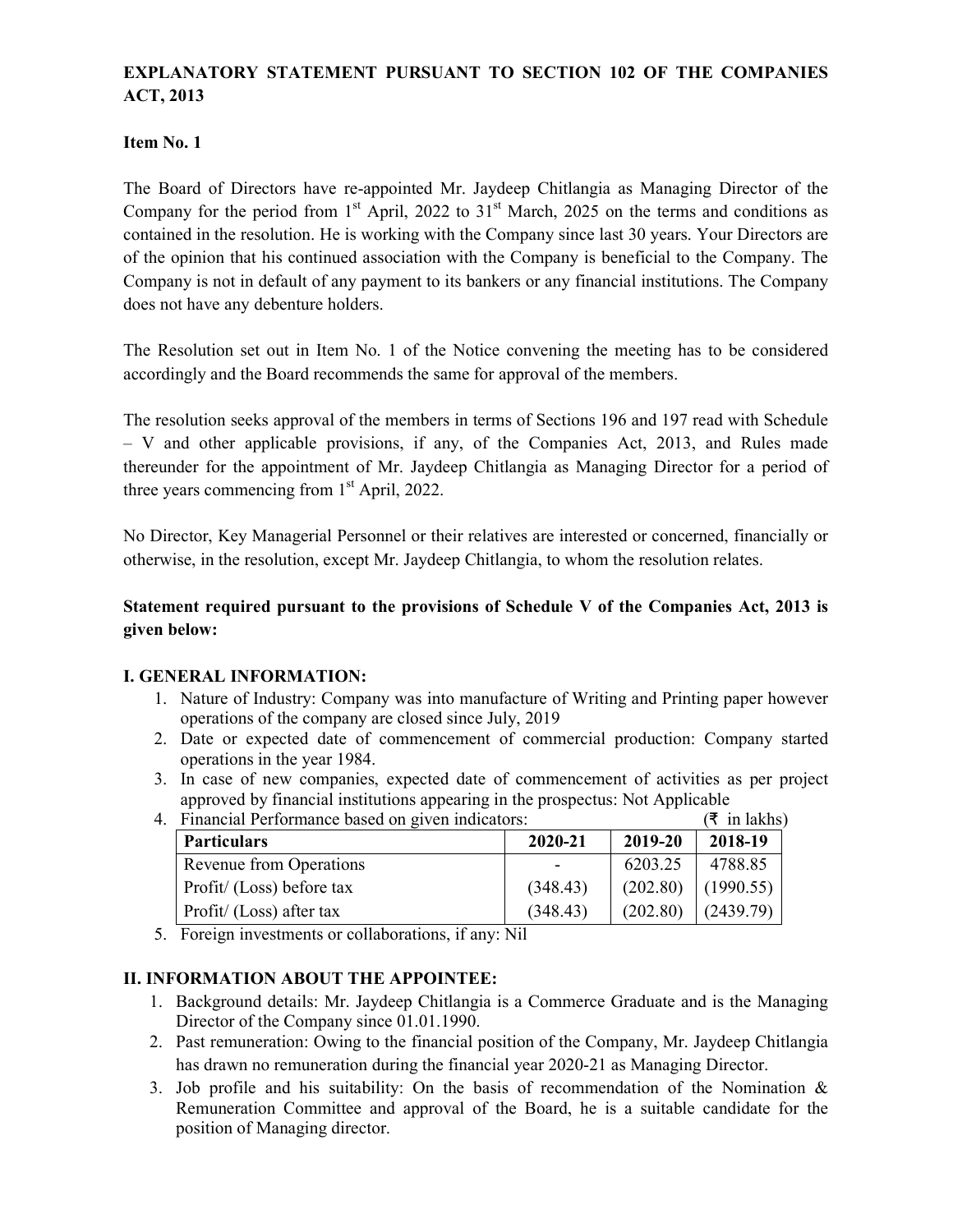## EXPLANATORY STATEMENT PURSUANT TO SECTION 102 OF THE COMPANIES ACT, 2013

**Item No. 1**

The Board of Directors have re-appointed Mr. Jaydeep Chitlangia as Managing Director of the Company for the period from 1st April, 2022 to 31st March, 2025 on the terms and conditions as contained in the resolution. He is working with the Company since last 30 years. Your Directors are of the opinion that his continued association with the Company is beneficial to the Company. The Company is not in default of any payment to its bankers or any financial institutions. The Company does not have any debenture holders.

The Resolution set out in Item No. 1 of the Notice convening the meeting has to be considered accordingly and the Board recommends the same for approval of the members.

The resolution seeks approval of the members in terms of Sections 196 and 197 read with Schedule – V and other applicable provisions, if any, of the Companies Act, 2013, and Rules made thereunder for the appointment of Mr. Jaydeep Chitlangia as Managing Director for a period of three years commencing from 1st April, 2022.

No Director, Key Managerial Personnel or their relatives are interested or concerned, financially or otherwise, in the resolution, except Mr. Jaydeep Chitlangia, to whom the resolution relates.

**Statement required pursuant to the provisions of Schedule V of the Companies Act, 2013 is given below:**

### I. GENERAL INFORMATION:

1. Nature of Industry: Company was into manufacture of Writing and Printing paper however operations of the company are closed since July, 2019
2. Date or expected date of commencement of commercial production: Company started operations in the year 1984.
3. In case of new companies, expected date of commencement of activities as per project approved by financial institutions appearing in the prospectus: Not Applicable
4. Financial Performance based on given indicators: (₹ in lakhs)

| Particulars | 2020-21 | 2019-20 | 2018-19 |
|---|---|---|---|
| Revenue from Operations | - | 6203.25 | 4788.85 |
| Profit/ (Loss) before tax | (348.43) | (202.80) | (1990.55) |
| Profit/ (Loss) after tax | (348.43) | (202.80) | (2439.79) |

5. Foreign investments or collaborations, if any: Nil

### II. INFORMATION ABOUT THE APPOINTEE:

1. Background details: Mr. Jaydeep Chitlangia is a Commerce Graduate and is the Managing Director of the Company since 01.01.1990.
2. Past remuneration: Owing to the financial position of the Company, Mr. Jaydeep Chitlangia has drawn no remuneration during the financial year 2020-21 as Managing Director.
3. Job profile and his suitability: On the basis of recommendation of the Nomination & Remuneration Committee and approval of the Board, he is a suitable candidate for the position of Managing director.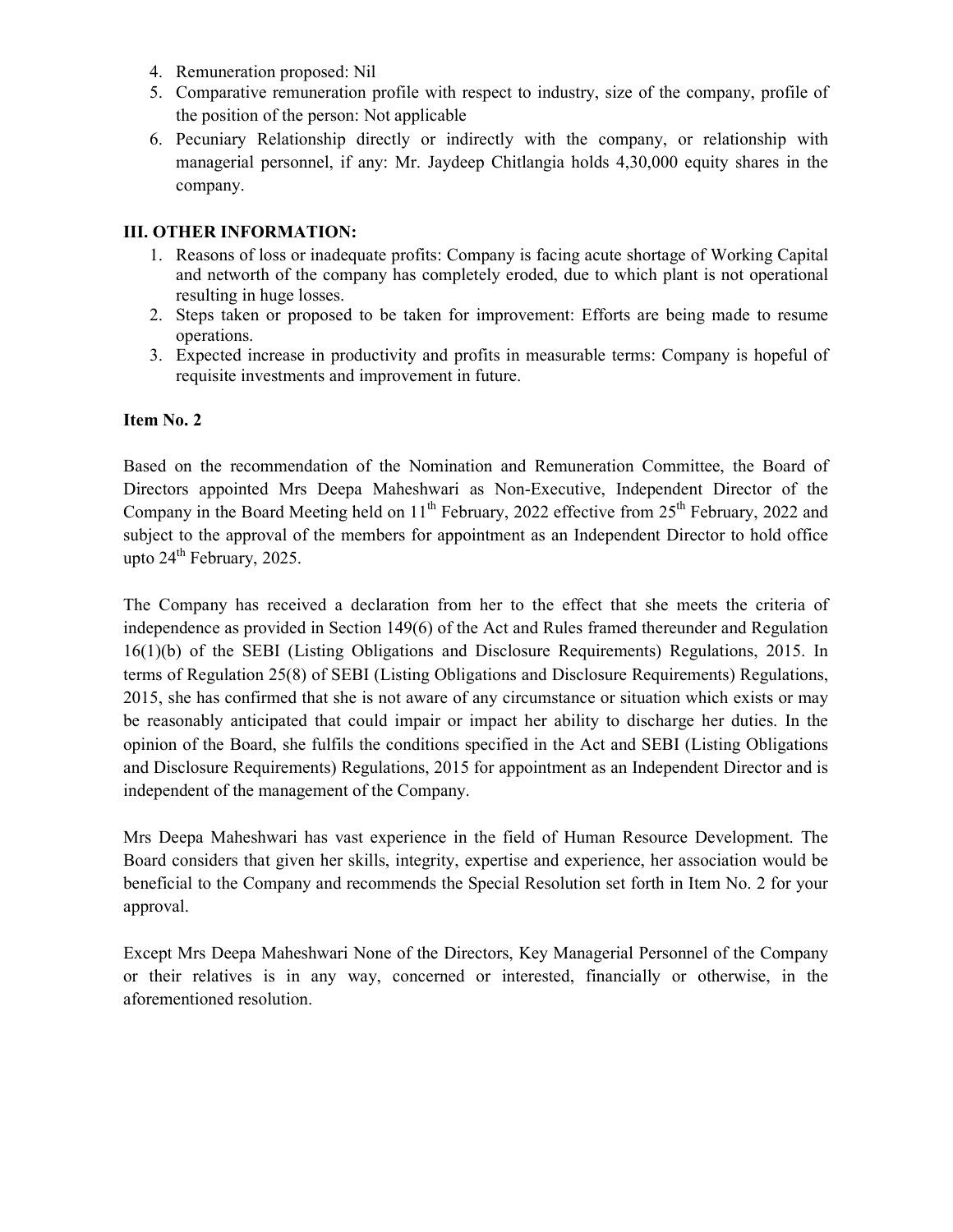4. Remuneration proposed: Nil
5. Comparative remuneration profile with respect to industry, size of the company, profile of the position of the person: Not applicable
6. Pecuniary Relationship directly or indirectly with the company, or relationship with managerial personnel, if any: Mr. Jaydeep Chitlangia holds 4,30,000 equity shares in the company.

**III. OTHER INFORMATION:**

1. Reasons of loss or inadequate profits: Company is facing acute shortage of Working Capital and networth of the company has completely eroded, due to which plant is not operational resulting in huge losses.
2. Steps taken or proposed to be taken for improvement: Efforts are being made to resume operations.
3. Expected increase in productivity and profits in measurable terms: Company is hopeful of requisite investments and improvement in future.

**Item No. 2**

Based on the recommendation of the Nomination and Remuneration Committee, the Board of Directors appointed Mrs Deepa Maheshwari as Non-Executive, Independent Director of the Company in the Board Meeting held on 11th February, 2022 effective from 25th February, 2022 and subject to the approval of the members for appointment as an Independent Director to hold office upto 24th February, 2025.

The Company has received a declaration from her to the effect that she meets the criteria of independence as provided in Section 149(6) of the Act and Rules framed thereunder and Regulation 16(1)(b) of the SEBI (Listing Obligations and Disclosure Requirements) Regulations, 2015. In terms of Regulation 25(8) of SEBI (Listing Obligations and Disclosure Requirements) Regulations, 2015, she has confirmed that she is not aware of any circumstance or situation which exists or may be reasonably anticipated that could impair or impact her ability to discharge her duties. In the opinion of the Board, she fulfils the conditions specified in the Act and SEBI (Listing Obligations and Disclosure Requirements) Regulations, 2015 for appointment as an Independent Director and is independent of the management of the Company.

Mrs Deepa Maheshwari has vast experience in the field of Human Resource Development. The Board considers that given her skills, integrity, expertise and experience, her association would be beneficial to the Company and recommends the Special Resolution set forth in Item No. 2 for your approval.

Except Mrs Deepa Maheshwari None of the Directors, Key Managerial Personnel of the Company or their relatives is in any way, concerned or interested, financially or otherwise, in the aforementioned resolution.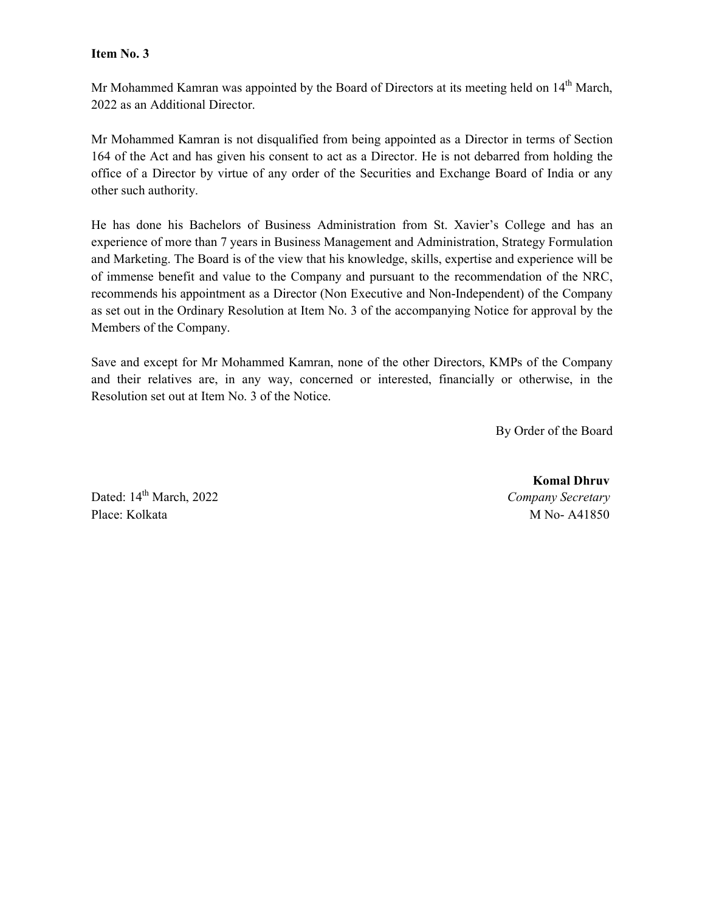**Item No. 3**

Mr Mohammed Kamran was appointed by the Board of Directors at its meeting held on 14th March, 2022 as an Additional Director.

Mr Mohammed Kamran is not disqualified from being appointed as a Director in terms of Section 164 of the Act and has given his consent to act as a Director. He is not debarred from holding the office of a Director by virtue of any order of the Securities and Exchange Board of India or any other such authority.

He has done his Bachelors of Business Administration from St. Xavier's College and has an experience of more than 7 years in Business Management and Administration, Strategy Formulation and Marketing. The Board is of the view that his knowledge, skills, expertise and experience will be of immense benefit and value to the Company and pursuant to the recommendation of the NRC, recommends his appointment as a Director (Non Executive and Non-Independent) of the Company as set out in the Ordinary Resolution at Item No. 3 of the accompanying Notice for approval by the Members of the Company.

Save and except for Mr Mohammed Kamran, none of the other Directors, KMPs of the Company and their relatives are, in any way, concerned or interested, financially or otherwise, in the Resolution set out at Item No. 3 of the Notice.

By Order of the Board

**Komal Dhruv**
*Company Secretary*
M No- A41850

Dated: 14th March, 2022
Place: Kolkata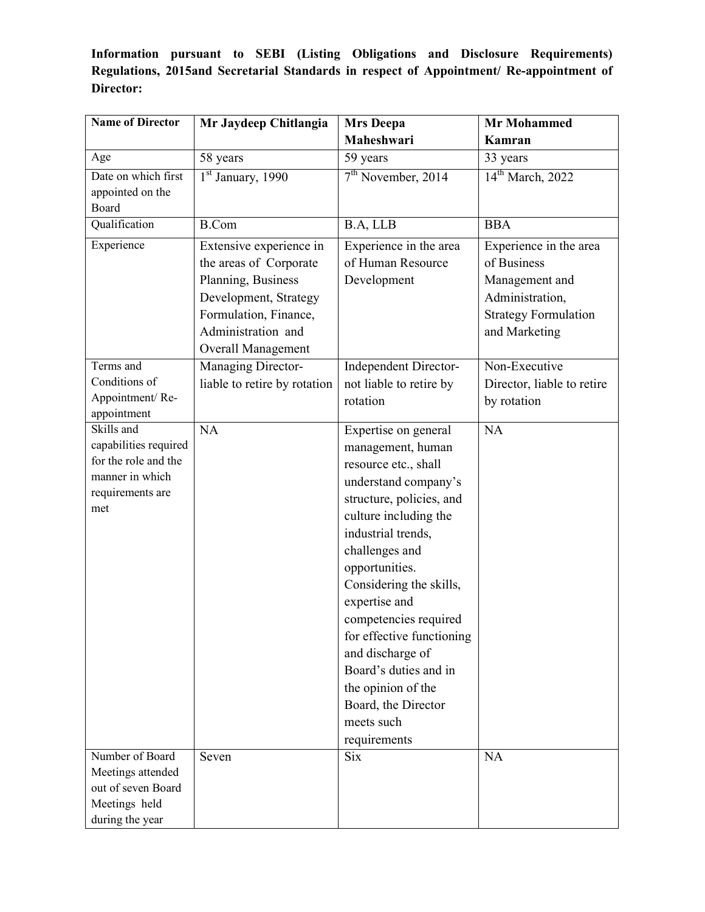**Information pursuant to SEBI (Listing Obligations and Disclosure Requirements) Regulations, 2015and Secretarial Standards in respect of Appointment/ Re-appointment of Director:**

| Name of Director | Mr Jaydeep Chitlangia | Mrs Deepa Maheshwari | Mr Mohammed Kamran |
|---|---|---|---|
| Age | 58 years | 59 years | 33 years |
| Date on which first appointed on the Board | 1st January, 1990 | 7th November, 2014 | 14th March, 2022 |
| Qualification | B.Com | B.A, LLB | BBA |
| Experience | Extensive experience in the areas of Corporate Planning, Business Development, Strategy Formulation, Finance, Administration and Overall Management | Experience in the area of Human Resource Development | Experience in the area of Business Management and Administration, Strategy Formulation and Marketing |
| Terms and Conditions of Appointment/ Re-appointment | Managing Director- liable to retire by rotation | Independent Director- not liable to retire by rotation | Non-Executive Director, liable to retire by rotation |
| Skills and capabilities required for the role and the manner in which requirements are met | NA | Expertise on general management, human resource etc., shall understand company's structure, policies, and culture including the industrial trends, challenges and opportunities. Considering the skills, expertise and competencies required for effective functioning and discharge of Board's duties and in the opinion of the Board, the Director meets such requirements | NA |
| Number of Board Meetings attended out of seven Board Meetings held during the year | Seven | Six | NA |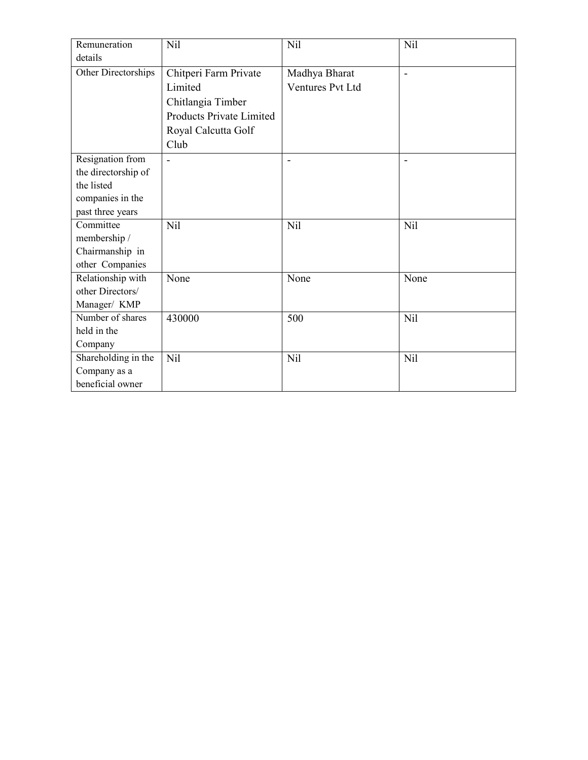| | | | |
|---|---|---|---|
| Remuneration details | Nil | Nil | Nil |
| Other Directorships | Chitperi Farm Private Limited<br>Chitlangia Timber Products Private Limited<br>Royal Calcutta Golf Club | Madhya Bharat Ventures Pvt Ltd | - |
| Resignation from the directorship of the listed companies in the past three years | - | - | - |
| Committee membership / Chairmanship in other Companies | Nil | Nil | Nil |
| Relationship with other Directors/ Manager/ KMP | None | None | None |
| Number of shares held in the Company | 430000 | 500 | Nil |
| Shareholding in the Company as a beneficial owner | Nil | Nil | Nil |